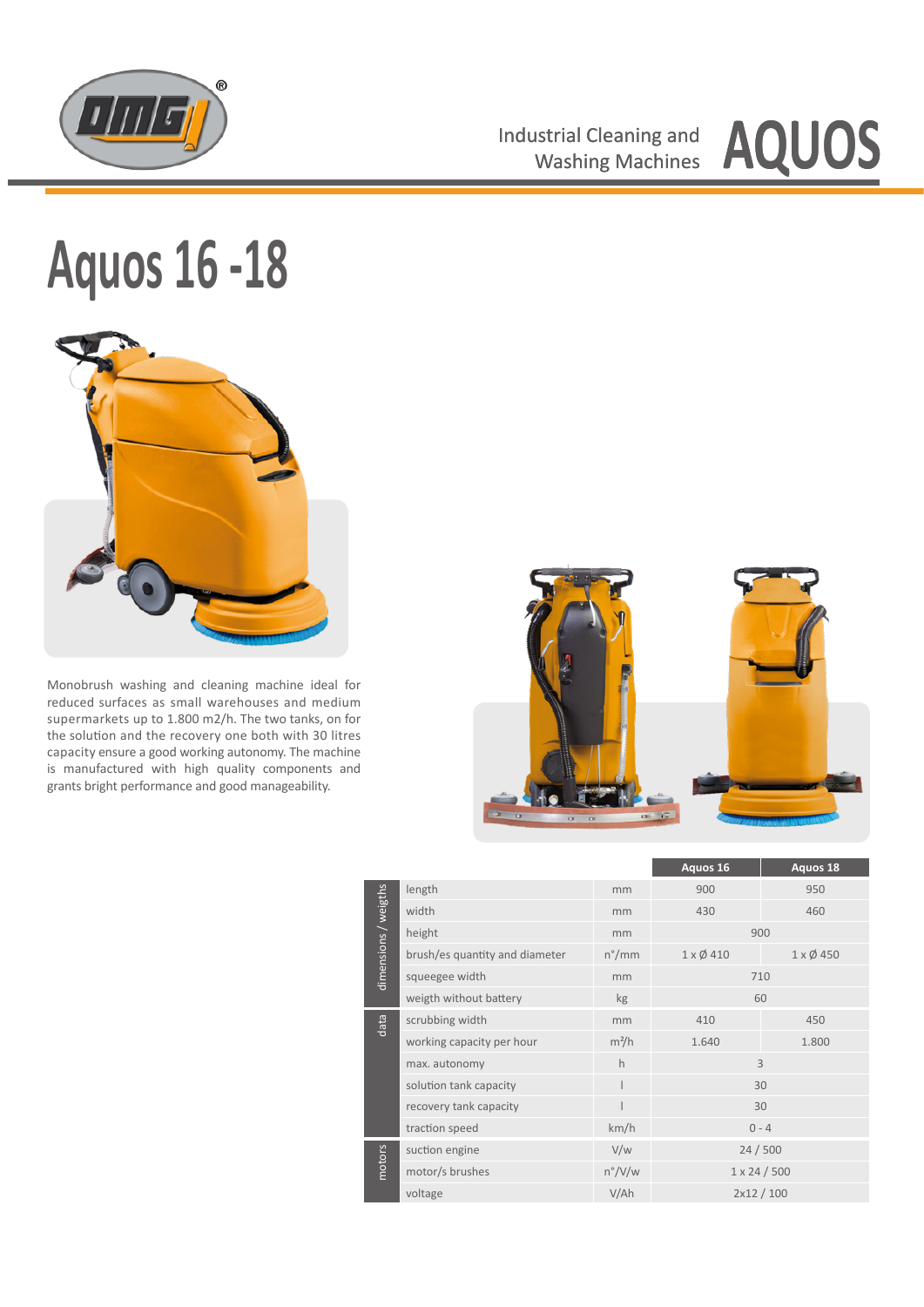Industrial Cleaning and Washing Machines **AQUOS**

# Aquos 16 -18

Monobrush washing and cleaning machine ideal for reduced surfaces as small warehouses and medium supermarkets up to 1.800 m2/h. The two tanks, on for the solution and the recovery one both with 30 litres capacity ensure a good working autonomy. The machine is manufactured with high quality components and grants bright performance and good manageability.

| | | | Aquos 16 | Aquos 18 |
|---|---|---|---|---|
| dimensions / weigths | length | mm | 900 | 950 |
| | width | mm | 430 | 460 |
| | height | mm | 900 | |
| | brush/es quantity and diameter | n°/mm | 1 x Ø 410 | 1 x Ø 450 |
| | squeegee width | mm | 710 | |
| | weigth without battery | kg | 60 | |
| data | scrubbing width | mm | 410 | 450 |
| | working capacity per hour | m²/h | 1.640 | 1.800 |
| | max. autonomy | h | 3 | |
| | solution tank capacity | l | 30 | |
| | recovery tank capacity | l | 30 | |
| | traction speed | km/h | 0 - 4 | |
| motors | suction engine | V/w | 24 / 500 | |
| | motor/s brushes | n°/V/w | 1 x 24 / 500 | |
| | voltage | V/Ah | 2x12 / 100 | |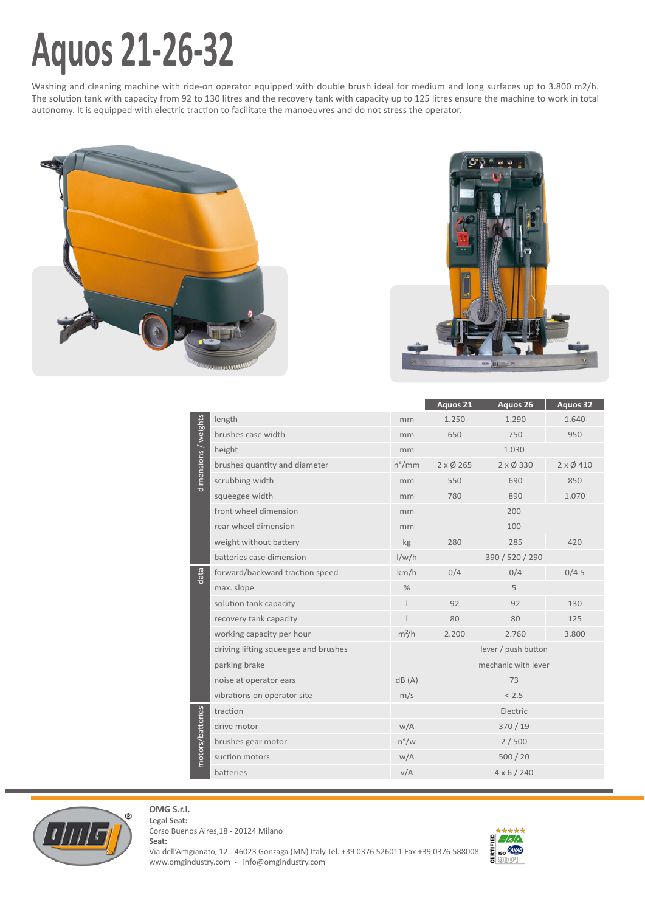# Aquos 21-26-32

Washing and cleaning machine with ride-on operator equipped with double brush ideal for medium and long surfaces up to 3.800 m2/h. The solution tank with capacity from 92 to 130 litres and the recovery tank with capacity up to 125 litres ensure the machine to work in total autonomy. It is equipped with electric traction to facilitate the manoeuvres and do not stress the operator.

| | | | Aquos 21 | Aquos 26 | Aquos 32 |
|---|---|---|---|---|---|
| dimensions / weights | length | mm | 1.250 | 1.290 | 1.640 |
| | brushes case width | mm | 650 | 750 | 950 |
| | height | mm | 1.030 | | |
| | brushes quantity and diameter | n°/mm | 2 x Ø 265 | 2 x Ø 330 | 2 x Ø 410 |
| | scrubbing width | mm | 550 | 690 | 850 |
| | squeegee width | mm | 780 | 890 | 1.070 |
| | front wheel dimension | mm | 200 | | |
| | rear wheel dimension | mm | 100 | | |
| | weight without battery | kg | 280 | 285 | 420 |
| | batteries case dimension | l/w/h | 390 / 520 / 290 | | |
| data | forward/backward traction speed | km/h | 0/4 | 0/4 | 0/4.5 |
| | max. slope | % | 5 | | |
| | solution tank capacity | l | 92 | 92 | 130 |
| | recovery tank capacity | l | 80 | 80 | 125 |
| | working capacity per hour | m²/h | 2.200 | 2.760 | 3.800 |
| | driving lifting squeegee and brushes | | lever / push button | | |
| | parking brake | | mechanic with lever | | |
| | noise at operator ears | dB (A) | 73 | | |
| | vibrations on operator site | m/s | < 2.5 | | |
| motors/batteries | traction | | Electric | | |
| | drive motor | w/A | 370 / 19 | | |
| | brushes gear motor | n°/w | 2 / 500 | | |
| | suction motors | w/A | 500 / 20 | | |
| | batteries | v/A | 4 x 6 / 240 | | |

**OMG S.r.l.**
**Legal Seat:**
Corso Buenos Aires,18 - 20124 Milano
**Seat:**
Via dell'Artigianato, 12 - 46023 Gonzaga (MN) Italy Tel. +39 0376 526011 Fax +39 0376 588008
www.omgindustry.com - info@omgindustry.com